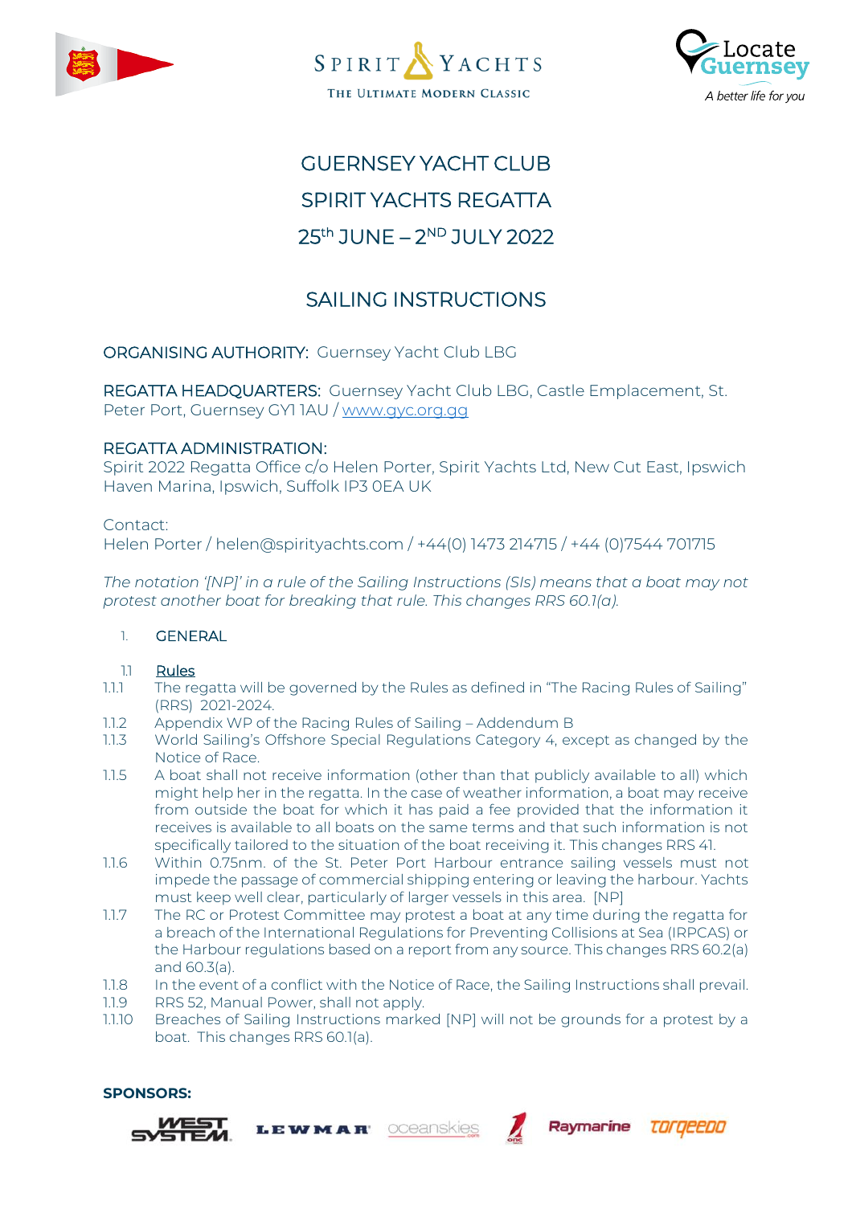# GUERNSEY YACHT CLUB
# SPIRIT YACHTS REGATTA
# 25th JUNE – 2ND JULY 2022

## SAILING INSTRUCTIONS

ORGANISING AUTHORITY: Guernsey Yacht Club LBG

REGATTA HEADQUARTERS: Guernsey Yacht Club LBG, Castle Emplacement, St. Peter Port, Guernsey GY1 1AU / www.gyc.org.gg

REGATTA ADMINISTRATION:
Spirit 2022 Regatta Office c/o Helen Porter, Spirit Yachts Ltd, New Cut East, Ipswich Haven Marina, Ipswich, Suffolk IP3 0EA UK

Contact:
Helen Porter / helen@spirityachts.com / +44(0) 1473 214715 / +44 (0)7544 701715

*The notation '[NP]' in a rule of the Sailing Instructions (SIs) means that a boat may not protest another boat for breaking that rule. This changes RRS 60.1(a).*

1. GENERAL

1.1 Rules

1.1.1 The regatta will be governed by the Rules as defined in "The Racing Rules of Sailing" (RRS) 2021-2024.

1.1.2 Appendix WP of the Racing Rules of Sailing – Addendum B

1.1.3 World Sailing's Offshore Special Regulations Category 4, except as changed by the Notice of Race.

1.1.5 A boat shall not receive information (other than that publicly available to all) which might help her in the regatta. In the case of weather information, a boat may receive from outside the boat for which it has paid a fee provided that the information it receives is available to all boats on the same terms and that such information is not specifically tailored to the situation of the boat receiving it. This changes RRS 41.

1.1.6 Within 0.75nm. of the St. Peter Port Harbour entrance sailing vessels must not impede the passage of commercial shipping entering or leaving the harbour. Yachts must keep well clear, particularly of larger vessels in this area. [NP]

1.1.7 The RC or Protest Committee may protest a boat at any time during the regatta for a breach of the International Regulations for Preventing Collisions at Sea (IRPCAS) or the Harbour regulations based on a report from any source. This changes RRS 60.2(a) and 60.3(a).

1.1.8 In the event of a conflict with the Notice of Race, the Sailing Instructions shall prevail.

1.1.9 RRS 52, Manual Power, shall not apply.

1.1.10 Breaches of Sailing Instructions marked [NP] will not be grounds for a protest by a boat. This changes RRS 60.1(a).

**SPONSORS:**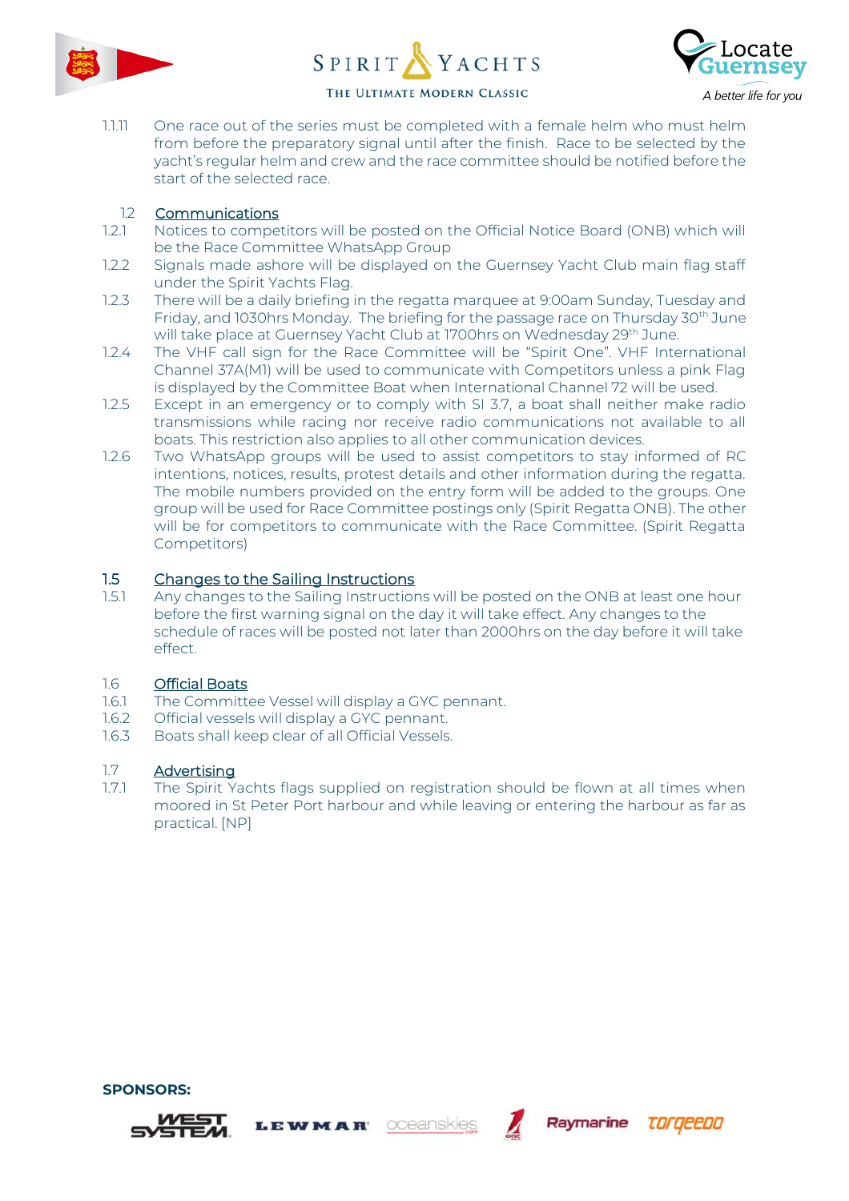1.1.11 One race out of the series must be completed with a female helm who must helm from before the preparatory signal until after the finish. Race to be selected by the yacht's regular helm and crew and the race committee should be notified before the start of the selected race.

### 1.2 Communications

1.2.1 Notices to competitors will be posted on the Official Notice Board (ONB) which will be the Race Committee WhatsApp Group

1.2.2 Signals made ashore will be displayed on the Guernsey Yacht Club main flag staff under the Spirit Yachts Flag.

1.2.3 There will be a daily briefing in the regatta marquee at 9:00am Sunday, Tuesday and Friday, and 1030hrs Monday. The briefing for the passage race on Thursday 30th June will take place at Guernsey Yacht Club at 1700hrs on Wednesday 29th June.

1.2.4 The VHF call sign for the Race Committee will be "Spirit One". VHF International Channel 37A(M1) will be used to communicate with Competitors unless a pink Flag is displayed by the Committee Boat when International Channel 72 will be used.

1.2.5 Except in an emergency or to comply with SI 3.7, a boat shall neither make radio transmissions while racing nor receive radio communications not available to all boats. This restriction also applies to all other communication devices.

1.2.6 Two WhatsApp groups will be used to assist competitors to stay informed of RC intentions, notices, results, protest details and other information during the regatta. The mobile numbers provided on the entry form will be added to the groups. One group will be used for Race Committee postings only (Spirit Regatta ONB). The other will be for competitors to communicate with the Race Committee. (Spirit Regatta Competitors)

### 1.5 Changes to the Sailing Instructions

1.5.1 Any changes to the Sailing Instructions will be posted on the ONB at least one hour before the first warning signal on the day it will take effect. Any changes to the schedule of races will be posted not later than 2000hrs on the day before it will take effect.

### 1.6 Official Boats

1.6.1 The Committee Vessel will display a GYC pennant.

1.6.2 Official vessels will display a GYC pennant.

1.6.3 Boats shall keep clear of all Official Vessels.

### 1.7 Advertising

1.7.1 The Spirit Yachts flags supplied on registration should be flown at all times when moored in St Peter Port harbour and while leaving or entering the harbour as far as practical. [NP]

**SPONSORS:**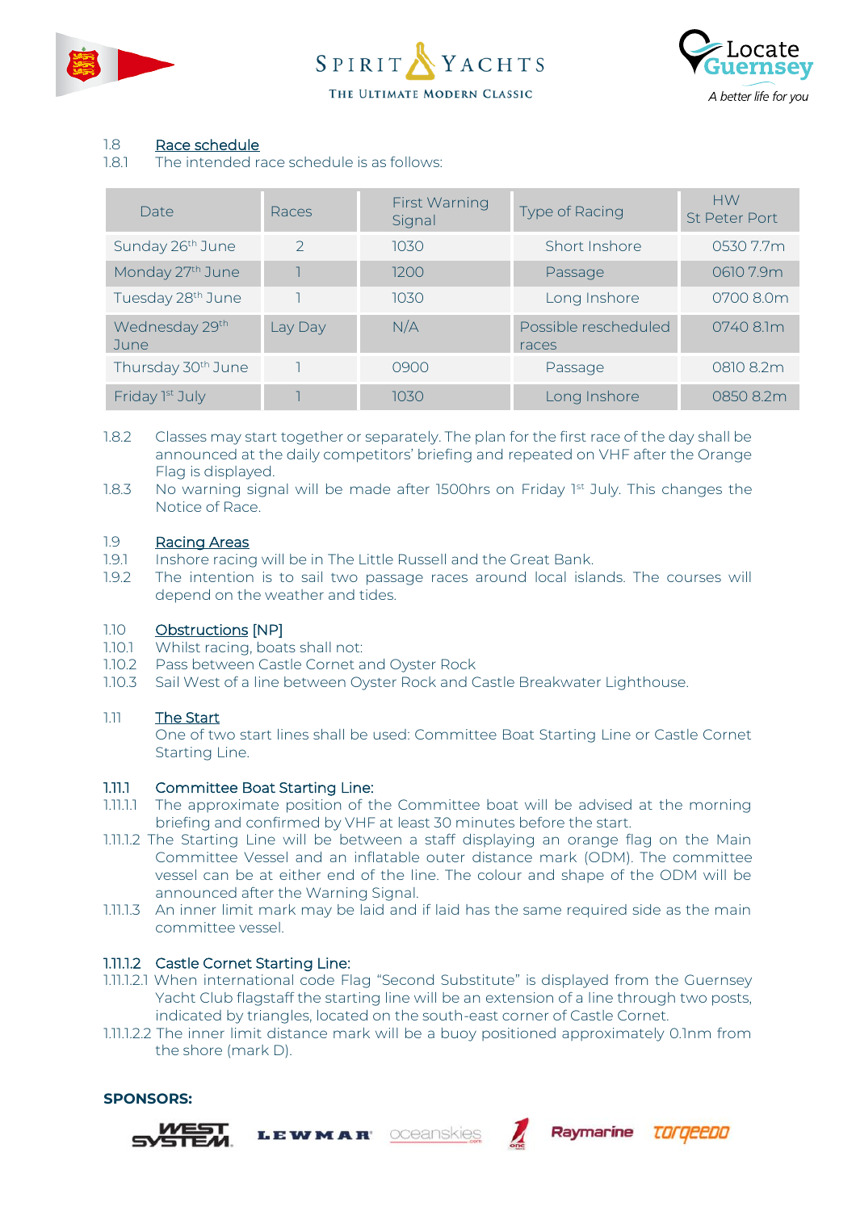1.8 Race schedule

1.8.1 The intended race schedule is as follows:

| Date | Races | First Warning Signal | Type of Racing | HW St Peter Port |
|---|---|---|---|---|
| Sunday 26th June | 2 | 1030 | Short Inshore | 0530 7.7m |
| Monday 27th June | 1 | 1200 | Passage | 0610 7.9m |
| Tuesday 28th June | 1 | 1030 | Long Inshore | 0700 8.0m |
| Wednesday 29th June | Lay Day | N/A | Possible rescheduled races | 0740 8.1m |
| Thursday 30th June | 1 | 0900 | Passage | 0810 8.2m |
| Friday 1st July | 1 | 1030 | Long Inshore | 0850 8.2m |

1.8.2 Classes may start together or separately. The plan for the first race of the day shall be announced at the daily competitors' briefing and repeated on VHF after the Orange Flag is displayed.

1.8.3 No warning signal will be made after 1500hrs on Friday 1st July. This changes the Notice of Race.

1.9 Racing Areas

1.9.1 Inshore racing will be in The Little Russell and the Great Bank.

1.9.2 The intention is to sail two passage races around local islands. The courses will depend on the weather and tides.

1.10 Obstructions [NP]

1.10.1 Whilst racing, boats shall not:

1.10.2 Pass between Castle Cornet and Oyster Rock

1.10.3 Sail West of a line between Oyster Rock and Castle Breakwater Lighthouse.

1.11 The Start

One of two start lines shall be used: Committee Boat Starting Line or Castle Cornet Starting Line.

**1.11.1 Committee Boat Starting Line:**

1.11.1.1 The approximate position of the Committee boat will be advised at the morning briefing and confirmed by VHF at least 30 minutes before the start.

1.11.1.2 The Starting Line will be between a staff displaying an orange flag on the Main Committee Vessel and an inflatable outer distance mark (ODM). The committee vessel can be at either end of the line. The colour and shape of the ODM will be announced after the Warning Signal.

1.11.1.3 An inner limit mark may be laid and if laid has the same required side as the main committee vessel.

**1.11.1.2 Castle Cornet Starting Line:**

1.11.1.2.1 When international code Flag "Second Substitute" is displayed from the Guernsey Yacht Club flagstaff the starting line will be an extension of a line through two posts, indicated by triangles, located on the south-east corner of Castle Cornet.

1.11.1.2.2 The inner limit distance mark will be a buoy positioned approximately 0.1nm from the shore (mark D).

**SPONSORS:**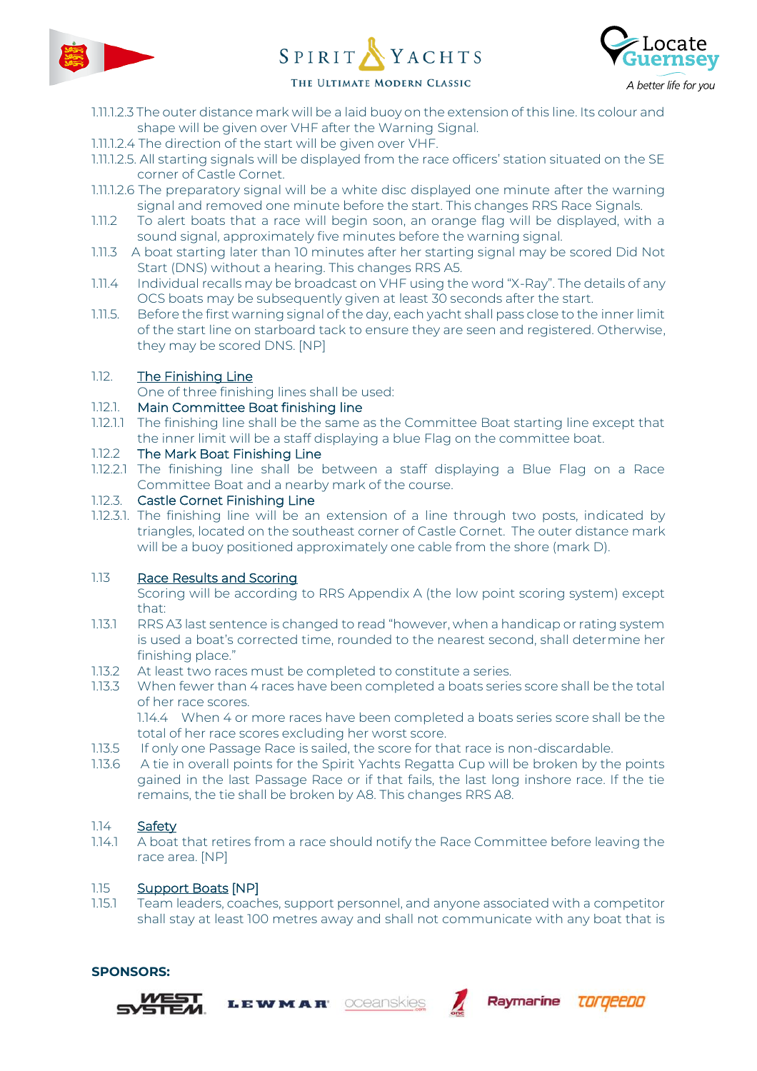1.11.1.2.3 The outer distance mark will be a laid buoy on the extension of this line. Its colour and shape will be given over VHF after the Warning Signal.

1.11.1.2.4 The direction of the start will be given over VHF.

1.11.1.2.5. All starting signals will be displayed from the race officers' station situated on the SE corner of Castle Cornet.

1.11.1.2.6 The preparatory signal will be a white disc displayed one minute after the warning signal and removed one minute before the start. This changes RRS Race Signals.

1.11.2 To alert boats that a race will begin soon, an orange flag will be displayed, with a sound signal, approximately five minutes before the warning signal.

1.11.3 A boat starting later than 10 minutes after her starting signal may be scored Did Not Start (DNS) without a hearing. This changes RRS A5.

1.11.4 Individual recalls may be broadcast on VHF using the word "X-Ray". The details of any OCS boats may be subsequently given at least 30 seconds after the start.

1.11.5. Before the first warning signal of the day, each yacht shall pass close to the inner limit of the start line on starboard tack to ensure they are seen and registered. Otherwise, they may be scored DNS. [NP]

## 1.12. The Finishing Line

One of three finishing lines shall be used:

### 1.12.1. Main Committee Boat finishing line

1.12.1.1 The finishing line shall be the same as the Committee Boat starting line except that the inner limit will be a staff displaying a blue Flag on the committee boat.

### 1.12.2 The Mark Boat Finishing Line

1.12.2.1 The finishing line shall be between a staff displaying a Blue Flag on a Race Committee Boat and a nearby mark of the course.

### 1.12.3. Castle Cornet Finishing Line

1.12.3.1. The finishing line will be an extension of a line through two posts, indicated by triangles, located on the southeast corner of Castle Cornet. The outer distance mark will be a buoy positioned approximately one cable from the shore (mark D).

## 1.13 Race Results and Scoring

Scoring will be according to RRS Appendix A (the low point scoring system) except that:

1.13.1 RRS A3 last sentence is changed to read "however, when a handicap or rating system is used a boat's corrected time, rounded to the nearest second, shall determine her finishing place."

1.13.2 At least two races must be completed to constitute a series.

1.13.3 When fewer than 4 races have been completed a boats series score shall be the total of her race scores.

1.14.4 When 4 or more races have been completed a boats series score shall be the total of her race scores excluding her worst score.

1.13.5 If only one Passage Race is sailed, the score for that race is non-discardable.

1.13.6 A tie in overall points for the Spirit Yachts Regatta Cup will be broken by the points gained in the last Passage Race or if that fails, the last long inshore race. If the tie remains, the tie shall be broken by A8. This changes RRS A8.

## 1.14 Safety

1.14.1 A boat that retires from a race should notify the Race Committee before leaving the race area. [NP]

## 1.15 Support Boats [NP]

1.15.1 Team leaders, coaches, support personnel, and anyone associated with a competitor shall stay at least 100 metres away and shall not communicate with any boat that is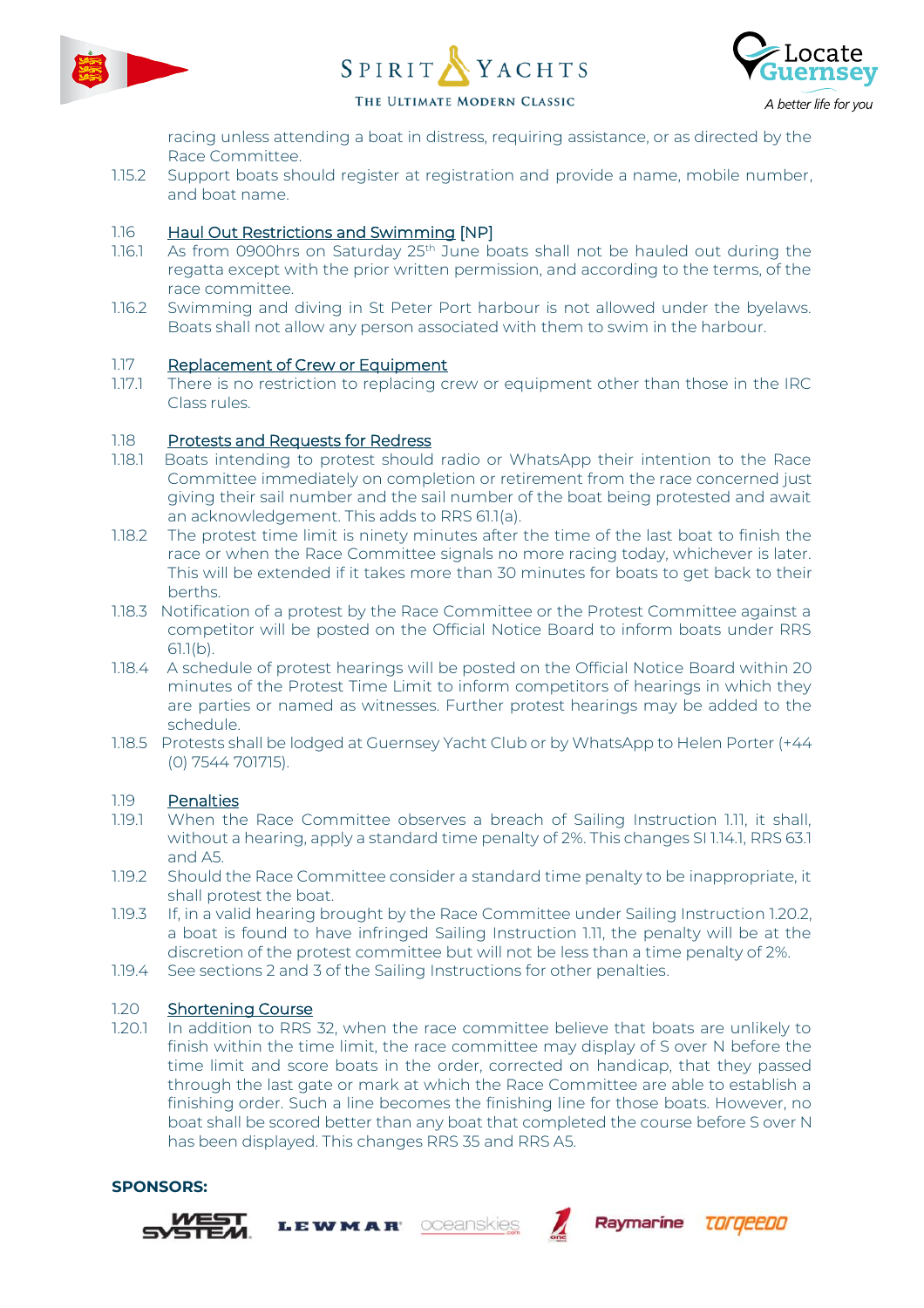racing unless attending a boat in distress, requiring assistance, or as directed by the Race Committee.

1.15.2 Support boats should register at registration and provide a name, mobile number, and boat name.

1.16 Haul Out Restrictions and Swimming [NP]

1.16.1 As from 0900hrs on Saturday 25th June boats shall not be hauled out during the regatta except with the prior written permission, and according to the terms, of the race committee.

1.16.2 Swimming and diving in St Peter Port harbour is not allowed under the byelaws. Boats shall not allow any person associated with them to swim in the harbour.

1.17 Replacement of Crew or Equipment

1.17.1 There is no restriction to replacing crew or equipment other than those in the IRC Class rules.

1.18 Protests and Requests for Redress

1.18.1 Boats intending to protest should radio or WhatsApp their intention to the Race Committee immediately on completion or retirement from the race concerned just giving their sail number and the sail number of the boat being protested and await an acknowledgement. This adds to RRS 61.1(a).

1.18.2 The protest time limit is ninety minutes after the time of the last boat to finish the race or when the Race Committee signals no more racing today, whichever is later. This will be extended if it takes more than 30 minutes for boats to get back to their berths.

1.18.3 Notification of a protest by the Race Committee or the Protest Committee against a competitor will be posted on the Official Notice Board to inform boats under RRS 61.1(b).

1.18.4 A schedule of protest hearings will be posted on the Official Notice Board within 20 minutes of the Protest Time Limit to inform competitors of hearings in which they are parties or named as witnesses. Further protest hearings may be added to the schedule.

1.18.5 Protests shall be lodged at Guernsey Yacht Club or by WhatsApp to Helen Porter (+44 (0) 7544 701715).

1.19 Penalties

1.19.1 When the Race Committee observes a breach of Sailing Instruction 1.11, it shall, without a hearing, apply a standard time penalty of 2%. This changes SI 1.14.1, RRS 63.1 and A5.

1.19.2 Should the Race Committee consider a standard time penalty to be inappropriate, it shall protest the boat.

1.19.3 If, in a valid hearing brought by the Race Committee under Sailing Instruction 1.20.2, a boat is found to have infringed Sailing Instruction 1.11, the penalty will be at the discretion of the protest committee but will not be less than a time penalty of 2%.

1.19.4 See sections 2 and 3 of the Sailing Instructions for other penalties.

1.20 Shortening Course

1.20.1 In addition to RRS 32, when the race committee believe that boats are unlikely to finish within the time limit, the race committee may display of S over N before the time limit and score boats in the order, corrected on handicap, that they passed through the last gate or mark at which the Race Committee are able to establish a finishing order. Such a line becomes the finishing line for those boats. However, no boat shall be scored better than any boat that completed the course before S over N has been displayed. This changes RRS 35 and RRS A5.

**SPONSORS:**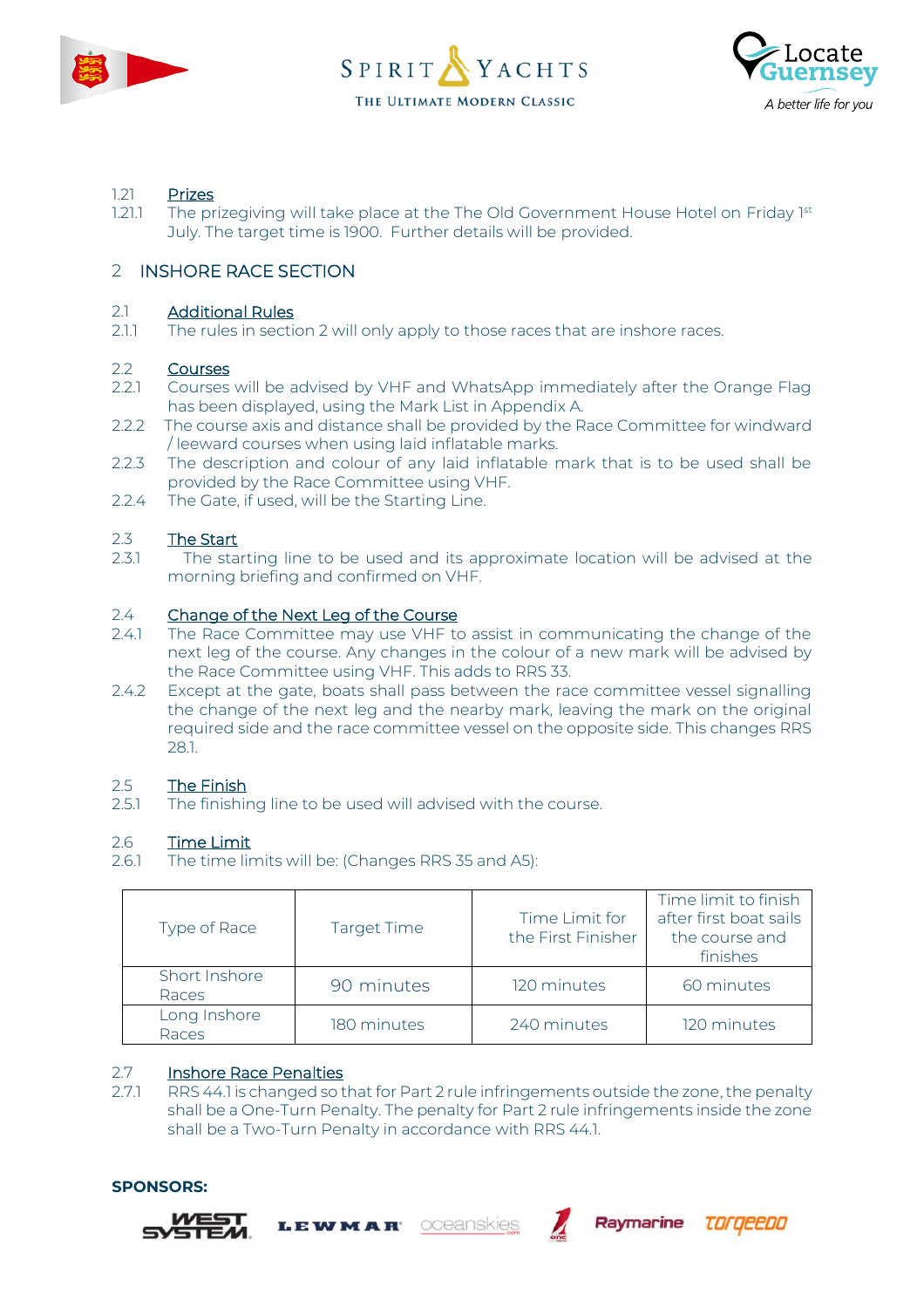1.21 **Prizes**

1.21.1 The prizegiving will take place at the The Old Government House Hotel on Friday 1st July. The target time is 1900. Further details will be provided.

## 2 INSHORE RACE SECTION

2.1 **Additional Rules**

2.1.1 The rules in section 2 will only apply to those races that are inshore races.

2.2 **Courses**

2.2.1 Courses will be advised by VHF and WhatsApp immediately after the Orange Flag has been displayed, using the Mark List in Appendix A.

2.2.2 The course axis and distance shall be provided by the Race Committee for windward / leeward courses when using laid inflatable marks.

2.2.3 The description and colour of any laid inflatable mark that is to be used shall be provided by the Race Committee using VHF.

2.2.4 The Gate, if used, will be the Starting Line.

2.3 **The Start**

2.3.1 The starting line to be used and its approximate location will be advised at the morning briefing and confirmed on VHF.

2.4 **Change of the Next Leg of the Course**

2.4.1 The Race Committee may use VHF to assist in communicating the change of the next leg of the course. Any changes in the colour of a new mark will be advised by the Race Committee using VHF. This adds to RRS 33.

2.4.2 Except at the gate, boats shall pass between the race committee vessel signalling the change of the next leg and the nearby mark, leaving the mark on the original required side and the race committee vessel on the opposite side. This changes RRS 28.1.

2.5 **The Finish**

2.5.1 The finishing line to be used will advised with the course.

2.6 **Time Limit**

2.6.1 The time limits will be: (Changes RRS 35 and A5):

| Type of Race | Target Time | Time Limit for the First Finisher | Time limit to finish after first boat sails the course and finishes |
|---|---|---|---|
| Short Inshore Races | 90 minutes | 120 minutes | 60 minutes |
| Long Inshore Races | 180 minutes | 240 minutes | 120 minutes |

2.7 **Inshore Race Penalties**

2.7.1 RRS 44.1 is changed so that for Part 2 rule infringements outside the zone, the penalty shall be a One-Turn Penalty. The penalty for Part 2 rule infringements inside the zone shall be a Two-Turn Penalty in accordance with RRS 44.1.

**SPONSORS:**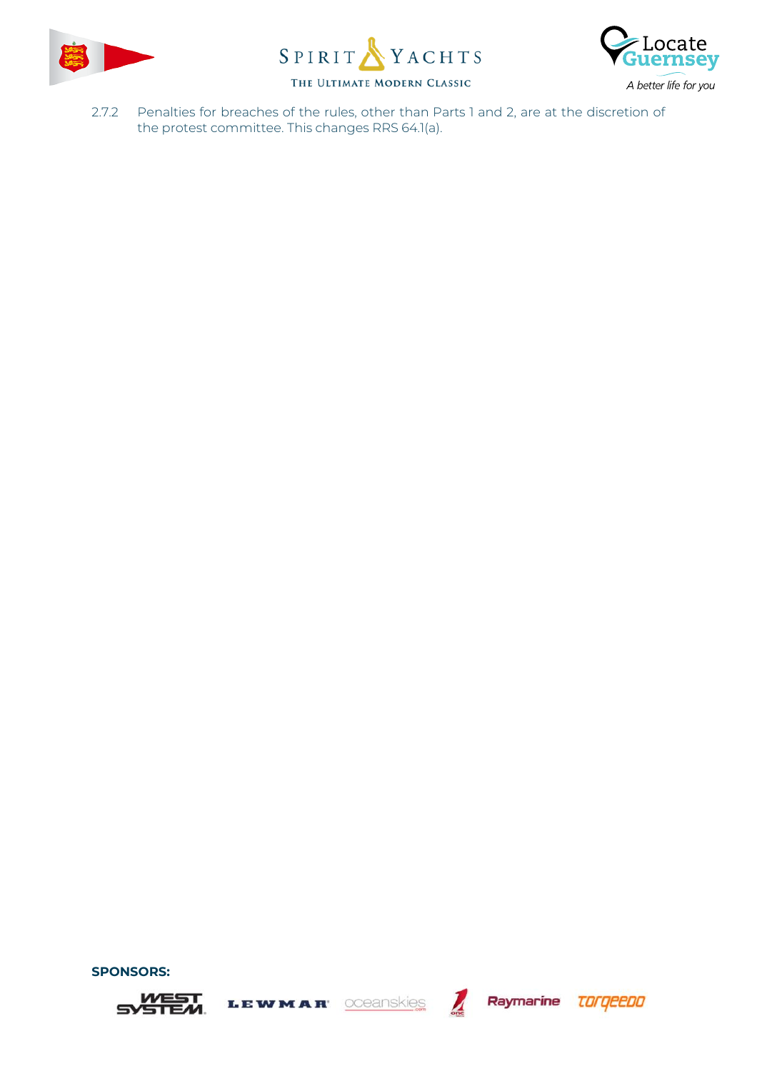2.7.2 Penalties for breaches of the rules, other than Parts 1 and 2, are at the discretion of the protest committee. This changes RRS 64.1(a).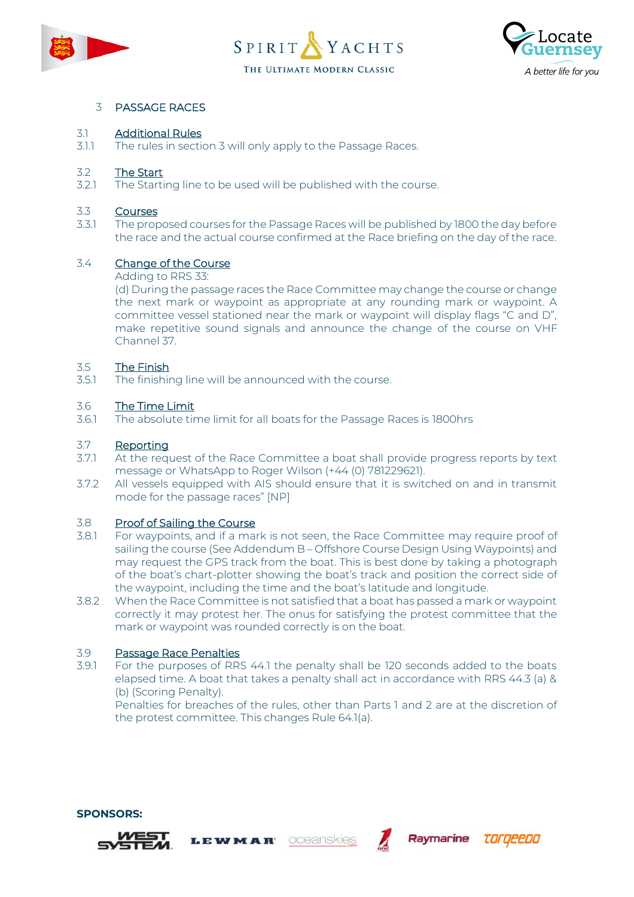# 3 PASSAGE RACES

## 3.1 Additional Rules

3.1.1 The rules in section 3 will only apply to the Passage Races.

## 3.2 The Start

3.2.1 The Starting line to be used will be published with the course.

## 3.3 Courses

3.3.1 The proposed courses for the Passage Races will be published by 1800 the day before the race and the actual course confirmed at the Race briefing on the day of the race.

## 3.4 Change of the Course

Adding to RRS 33:

(d) During the passage races the Race Committee may change the course or change the next mark or waypoint as appropriate at any rounding mark or waypoint. A committee vessel stationed near the mark or waypoint will display flags "C and D", make repetitive sound signals and announce the change of the course on VHF Channel 37.

## 3.5 The Finish

3.5.1 The finishing line will be announced with the course.

## 3.6 The Time Limit

3.6.1 The absolute time limit for all boats for the Passage Races is 1800hrs

## 3.7 Reporting

3.7.1 At the request of the Race Committee a boat shall provide progress reports by text message or WhatsApp to Roger Wilson (+44 (0) 781229621).

3.7.2 All vessels equipped with AIS should ensure that it is switched on and in transmit mode for the passage races" [NP]

## 3.8 Proof of Sailing the Course

3.8.1 For waypoints, and if a mark is not seen, the Race Committee may require proof of sailing the course (See Addendum B – Offshore Course Design Using Waypoints) and may request the GPS track from the boat. This is best done by taking a photograph of the boat's chart-plotter showing the boat's track and position the correct side of the waypoint, including the time and the boat's latitude and longitude.

3.8.2 When the Race Committee is not satisfied that a boat has passed a mark or waypoint correctly it may protest her. The onus for satisfying the protest committee that the mark or waypoint was rounded correctly is on the boat.

## 3.9 Passage Race Penalties

3.9.1 For the purposes of RRS 44.1 the penalty shall be 120 seconds added to the boats elapsed time. A boat that takes a penalty shall act in accordance with RRS 44.3 (a) & (b) (Scoring Penalty).

Penalties for breaches of the rules, other than Parts 1 and 2 are at the discretion of the protest committee. This changes Rule 64.1(a).

**SPONSORS:**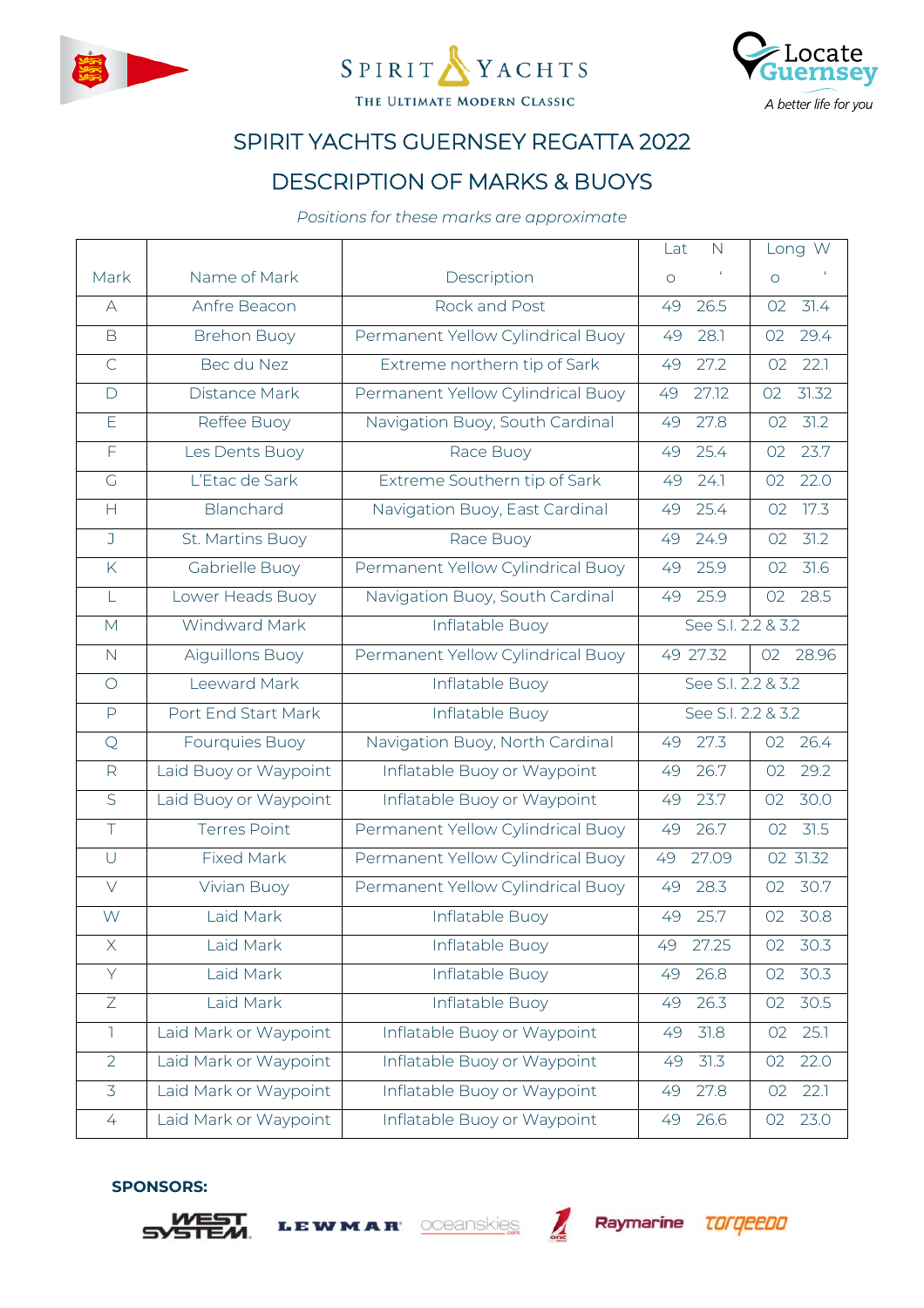SPIRIT YACHTS

THE ULTIMATE MODERN CLASSIC

Locate Guernsey

*A better life for you*

# SPIRIT YACHTS GUERNSEY REGATTA 2022

## DESCRIPTION OF MARKS & BUOYS

*Positions for these marks are approximate*

| Mark | Name of Mark | Description | Lat N ° ' | Long W ° ' |
|---|---|---|---|---|
| A | Anfre Beacon | Rock and Post | 49 26.5 | 02 31.4 |
| B | Brehon Buoy | Permanent Yellow Cylindrical Buoy | 49 28.1 | 02 29.4 |
| C | Bec du Nez | Extreme northern tip of Sark | 49 27.2 | 02 22.1 |
| D | Distance Mark | Permanent Yellow Cylindrical Buoy | 49 27.12 | 02 31.32 |
| E | Reffee Buoy | Navigation Buoy, South Cardinal | 49 27.8 | 02 31.2 |
| F | Les Dents Buoy | Race Buoy | 49 25.4 | 02 23.7 |
| G | L'Etac de Sark | Extreme Southern tip of Sark | 49 24.1 | 02 22.0 |
| H | Blanchard | Navigation Buoy, East Cardinal | 49 25.4 | 02 17.3 |
| J | St. Martins Buoy | Race Buoy | 49 24.9 | 02 31.2 |
| K | Gabrielle Buoy | Permanent Yellow Cylindrical Buoy | 49 25.9 | 02 31.6 |
| L | Lower Heads Buoy | Navigation Buoy, South Cardinal | 49 25.9 | 02 28.5 |
| M | Windward Mark | Inflatable Buoy | See S.I. 2.2 & 3.2 | |
| N | Aiguillons Buoy | Permanent Yellow Cylindrical Buoy | 49 27.32 | 02 28.96 |
| O | Leeward Mark | Inflatable Buoy | See S.I. 2.2 & 3.2 | |
| P | Port End Start Mark | Inflatable Buoy | See S.I. 2.2 & 3.2 | |
| Q | Fourquies Buoy | Navigation Buoy, North Cardinal | 49 27.3 | 02 26.4 |
| R | Laid Buoy or Waypoint | Inflatable Buoy or Waypoint | 49 26.7 | 02 29.2 |
| S | Laid Buoy or Waypoint | Inflatable Buoy or Waypoint | 49 23.7 | 02 30.0 |
| T | Terres Point | Permanent Yellow Cylindrical Buoy | 49 26.7 | 02 31.5 |
| U | Fixed Mark | Permanent Yellow Cylindrical Buoy | 49 27.09 | 02 31.32 |
| V | Vivian Buoy | Permanent Yellow Cylindrical Buoy | 49 28.3 | 02 30.7 |
| W | Laid Mark | Inflatable Buoy | 49 25.7 | 02 30.8 |
| X | Laid Mark | Inflatable Buoy | 49 27.25 | 02 30.3 |
| Y | Laid Mark | Inflatable Buoy | 49 26.8 | 02 30.3 |
| Z | Laid Mark | Inflatable Buoy | 49 26.3 | 02 30.5 |
| 1 | Laid Mark or Waypoint | Inflatable Buoy or Waypoint | 49 31.8 | 02 25.1 |
| 2 | Laid Mark or Waypoint | Inflatable Buoy or Waypoint | 49 31.3 | 02 22.0 |
| 3 | Laid Mark or Waypoint | Inflatable Buoy or Waypoint | 49 27.8 | 02 22.1 |
| 4 | Laid Mark or Waypoint | Inflatable Buoy or Waypoint | 49 26.6 | 02 23.0 |

**SPONSORS:**

WEST SYSTEM · LEWMAR · oceanskies · Raymarine · torqeedo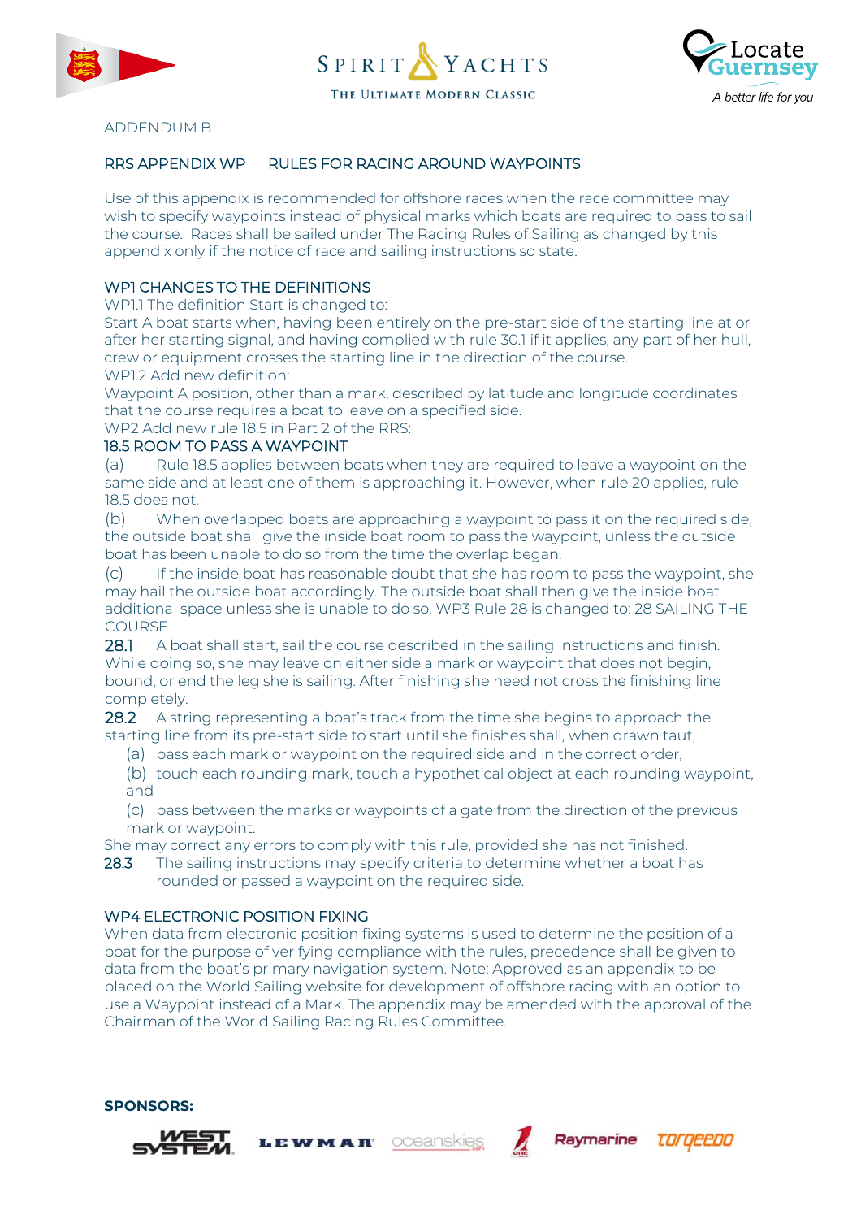ADDENDUM B

## RRS APPENDIX WP RULES FOR RACING AROUND WAYPOINTS

Use of this appendix is recommended for offshore races when the race committee may wish to specify waypoints instead of physical marks which boats are required to pass to sail the course. Races shall be sailed under The Racing Rules of Sailing as changed by this appendix only if the notice of race and sailing instructions so state.

### WP1 CHANGES TO THE DEFINITIONS

WP1.1 The definition Start is changed to:

Start A boat starts when, having been entirely on the pre-start side of the starting line at or after her starting signal, and having complied with rule 30.1 if it applies, any part of her hull, crew or equipment crosses the starting line in the direction of the course.

WP1.2 Add new definition:

Waypoint A position, other than a mark, described by latitude and longitude coordinates that the course requires a boat to leave on a specified side.

WP2 Add new rule 18.5 in Part 2 of the RRS:

### 18.5 ROOM TO PASS A WAYPOINT

(a) Rule 18.5 applies between boats when they are required to leave a waypoint on the same side and at least one of them is approaching it. However, when rule 20 applies, rule 18.5 does not.

(b) When overlapped boats are approaching a waypoint to pass it on the required side, the outside boat shall give the inside boat room to pass the waypoint, unless the outside boat has been unable to do so from the time the overlap began.

(c) If the inside boat has reasonable doubt that she has room to pass the waypoint, she may hail the outside boat accordingly. The outside boat shall then give the inside boat additional space unless she is unable to do so. WP3 Rule 28 is changed to: 28 SAILING THE COURSE

**28.1** A boat shall start, sail the course described in the sailing instructions and finish. While doing so, she may leave on either side a mark or waypoint that does not begin, bound, or end the leg she is sailing. After finishing she need not cross the finishing line completely.

**28.2** A string representing a boat's track from the time she begins to approach the starting line from its pre-start side to start until she finishes shall, when drawn taut,

(a) pass each mark or waypoint on the required side and in the correct order,

(b) touch each rounding mark, touch a hypothetical object at each rounding waypoint, and

(c) pass between the marks or waypoints of a gate from the direction of the previous mark or waypoint.

She may correct any errors to comply with this rule, provided she has not finished.

**28.3** The sailing instructions may specify criteria to determine whether a boat has rounded or passed a waypoint on the required side.

### WP4 ELECTRONIC POSITION FIXING

When data from electronic position fixing systems is used to determine the position of a boat for the purpose of verifying compliance with the rules, precedence shall be given to data from the boat's primary navigation system. Note: Approved as an appendix to be placed on the World Sailing website for development of offshore racing with an option to use a Waypoint instead of a Mark. The appendix may be amended with the approval of the Chairman of the World Sailing Racing Rules Committee.

**SPONSORS:**